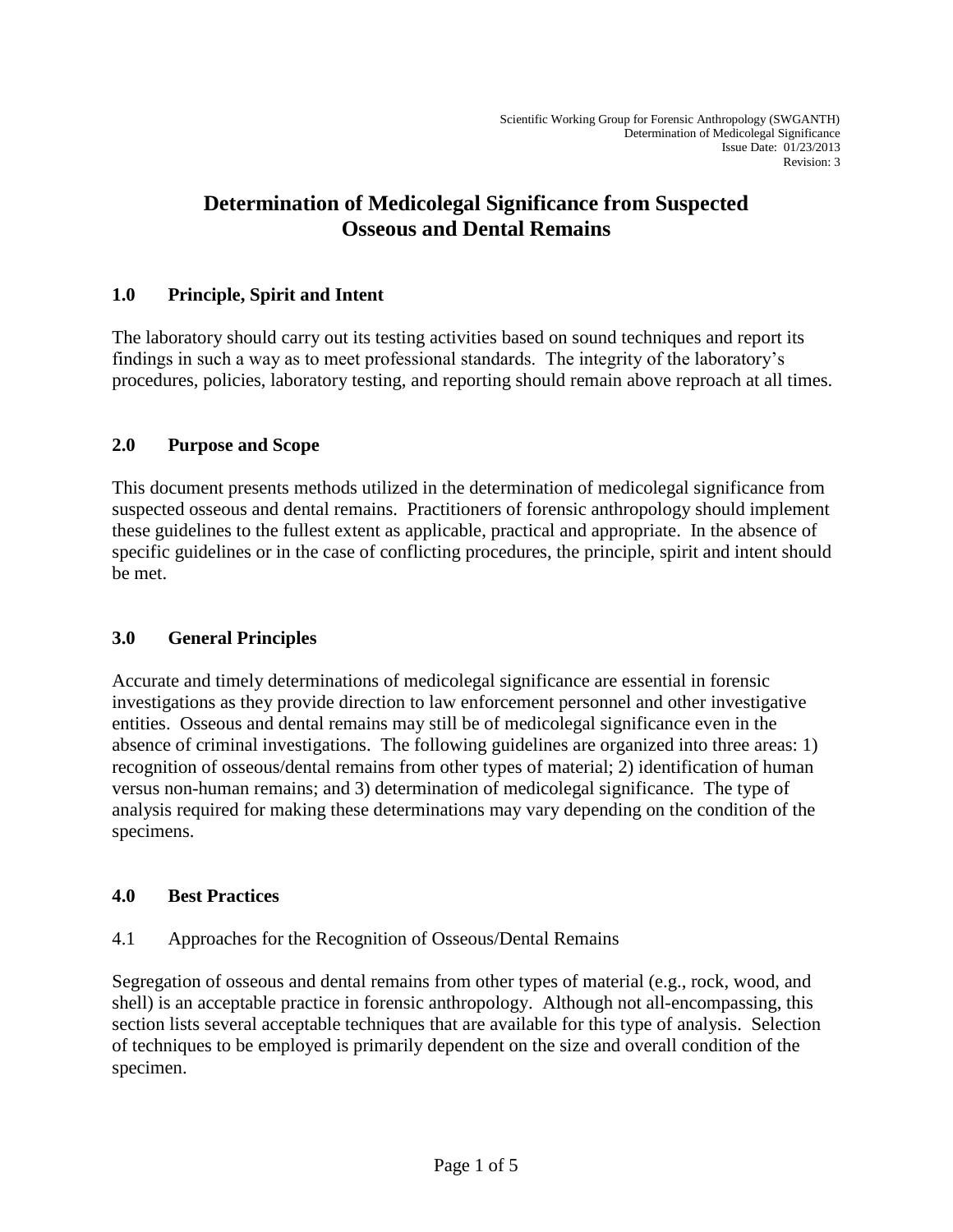# Determination of Medicolegal Significance from Suspected Osseous and Dental Remains

## 1.0 Principle, Spirit and Intent

The laboratory should carry out its testing activities based on sound techniques and report its findings in such a way as to meet professional standards. The integrity of the laboratory's procedures, policies, laboratory testing, and reporting should remain above reproach at all times.

## 2.0 Purpose and Scope

This document presents methods utilized in the determination of medicolegal significance from suspected osseous and dental remains. Practitioners of forensic anthropology should implement these guidelines to the fullest extent as applicable, practical and appropriate. In the absence of specific guidelines or in the case of conflicting procedures, the principle, spirit and intent should be met.

## 3.0 General Principles

Accurate and timely determinations of medicolegal significance are essential in forensic investigations as they provide direction to law enforcement personnel and other investigative entities. Osseous and dental remains may still be of medicolegal significance even in the absence of criminal investigations. The following guidelines are organized into three areas: 1) recognition of osseous/dental remains from other types of material; 2) identification of human versus non-human remains; and 3) determination of medicolegal significance. The type of analysis required for making these determinations may vary depending on the condition of the specimens.

## 4.0 Best Practices

### 4.1 Approaches for the Recognition of Osseous/Dental Remains

Segregation of osseous and dental remains from other types of material (e.g., rock, wood, and shell) is an acceptable practice in forensic anthropology. Although not all-encompassing, this section lists several acceptable techniques that are available for this type of analysis. Selection of techniques to be employed is primarily dependent on the size and overall condition of the specimen.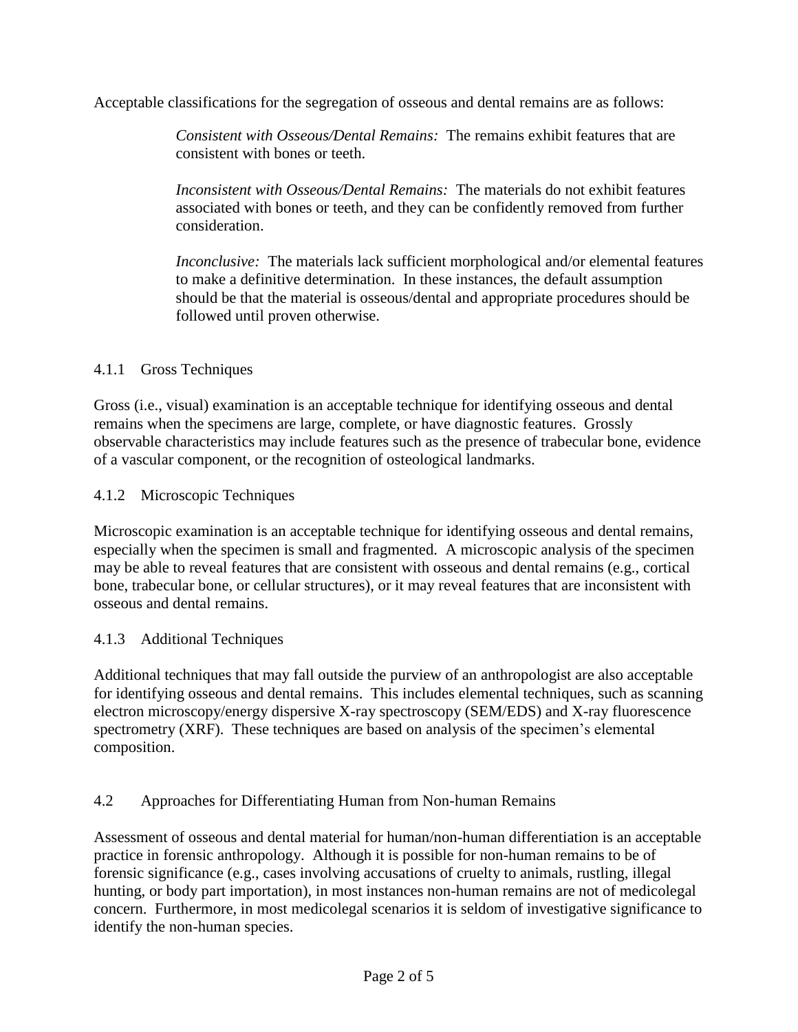Acceptable classifications for the segregation of osseous and dental remains are as follows:

> *Consistent with Osseous/Dental Remains:* The remains exhibit features that are consistent with bones or teeth.
>
> *Inconsistent with Osseous/Dental Remains:* The materials do not exhibit features associated with bones or teeth, and they can be confidently removed from further consideration.
>
> *Inconclusive:* The materials lack sufficient morphological and/or elemental features to make a definitive determination. In these instances, the default assumption should be that the material is osseous/dental and appropriate procedures should be followed until proven otherwise.

#### 4.1.1 Gross Techniques

Gross (i.e., visual) examination is an acceptable technique for identifying osseous and dental remains when the specimens are large, complete, or have diagnostic features. Grossly observable characteristics may include features such as the presence of trabecular bone, evidence of a vascular component, or the recognition of osteological landmarks.

#### 4.1.2 Microscopic Techniques

Microscopic examination is an acceptable technique for identifying osseous and dental remains, especially when the specimen is small and fragmented. A microscopic analysis of the specimen may be able to reveal features that are consistent with osseous and dental remains (e.g., cortical bone, trabecular bone, or cellular structures), or it may reveal features that are inconsistent with osseous and dental remains.

#### 4.1.3 Additional Techniques

Additional techniques that may fall outside the purview of an anthropologist are also acceptable for identifying osseous and dental remains. This includes elemental techniques, such as scanning electron microscopy/energy dispersive X-ray spectroscopy (SEM/EDS) and X-ray fluorescence spectrometry (XRF). These techniques are based on analysis of the specimen's elemental composition.

### 4.2 Approaches for Differentiating Human from Non-human Remains

Assessment of osseous and dental material for human/non-human differentiation is an acceptable practice in forensic anthropology. Although it is possible for non-human remains to be of forensic significance (e.g., cases involving accusations of cruelty to animals, rustling, illegal hunting, or body part importation), in most instances non-human remains are not of medicolegal concern. Furthermore, in most medicolegal scenarios it is seldom of investigative significance to identify the non-human species.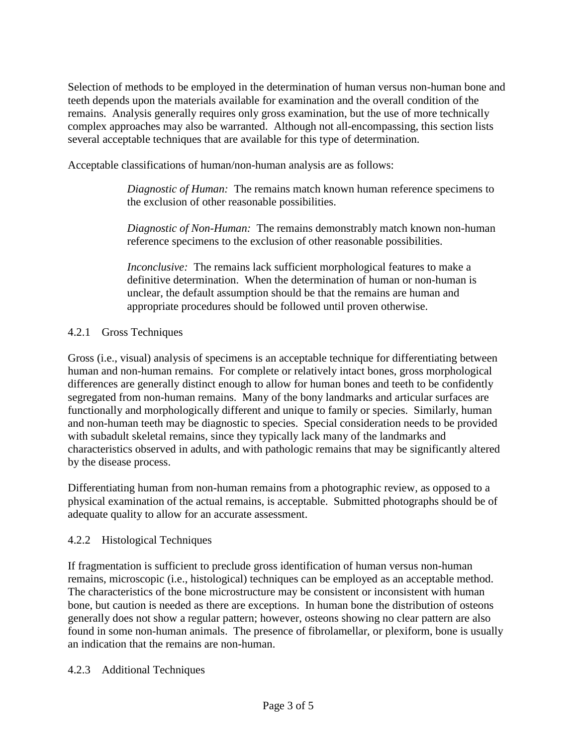Selection of methods to be employed in the determination of human versus non-human bone and teeth depends upon the materials available for examination and the overall condition of the remains. Analysis generally requires only gross examination, but the use of more technically complex approaches may also be warranted. Although not all-encompassing, this section lists several acceptable techniques that are available for this type of determination.

Acceptable classifications of human/non-human analysis are as follows:

> *Diagnostic of Human:* The remains match known human reference specimens to the exclusion of other reasonable possibilities.
>
> *Diagnostic of Non-Human:* The remains demonstrably match known non-human reference specimens to the exclusion of other reasonable possibilities.
>
> *Inconclusive:* The remains lack sufficient morphological features to make a definitive determination. When the determination of human or non-human is unclear, the default assumption should be that the remains are human and appropriate procedures should be followed until proven otherwise.

### 4.2.1 Gross Techniques

Gross (i.e., visual) analysis of specimens is an acceptable technique for differentiating between human and non-human remains. For complete or relatively intact bones, gross morphological differences are generally distinct enough to allow for human bones and teeth to be confidently segregated from non-human remains. Many of the bony landmarks and articular surfaces are functionally and morphologically different and unique to family or species. Similarly, human and non-human teeth may be diagnostic to species. Special consideration needs to be provided with subadult skeletal remains, since they typically lack many of the landmarks and characteristics observed in adults, and with pathologic remains that may be significantly altered by the disease process.

Differentiating human from non-human remains from a photographic review, as opposed to a physical examination of the actual remains, is acceptable. Submitted photographs should be of adequate quality to allow for an accurate assessment.

### 4.2.2 Histological Techniques

If fragmentation is sufficient to preclude gross identification of human versus non-human remains, microscopic (i.e., histological) techniques can be employed as an acceptable method. The characteristics of the bone microstructure may be consistent or inconsistent with human bone, but caution is needed as there are exceptions. In human bone the distribution of osteons generally does not show a regular pattern; however, osteons showing no clear pattern are also found in some non-human animals. The presence of fibrolamellar, or plexiform, bone is usually an indication that the remains are non-human.

### 4.2.3 Additional Techniques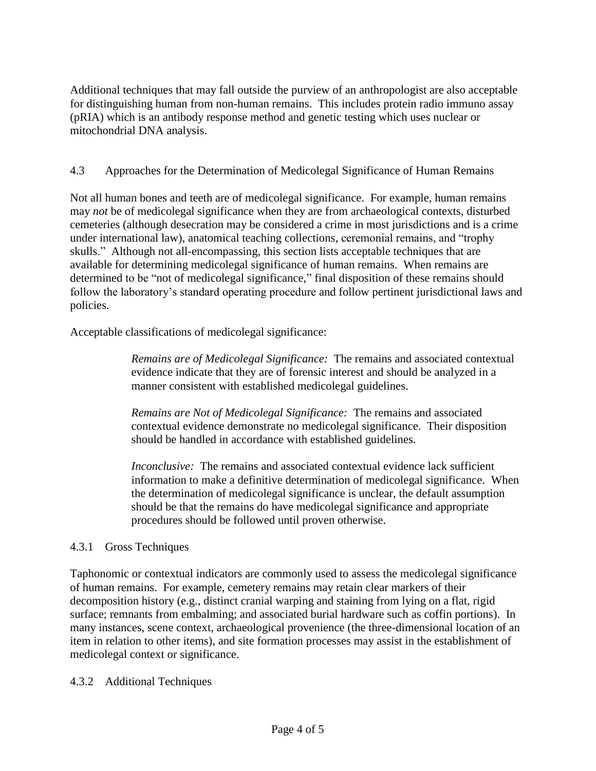Additional techniques that may fall outside the purview of an anthropologist are also acceptable for distinguishing human from non-human remains. This includes protein radio immuno assay (pRIA) which is an antibody response method and genetic testing which uses nuclear or mitochondrial DNA analysis.

### 4.3 Approaches for the Determination of Medicolegal Significance of Human Remains

Not all human bones and teeth are of medicolegal significance. For example, human remains may *not* be of medicolegal significance when they are from archaeological contexts, disturbed cemeteries (although desecration may be considered a crime in most jurisdictions and is a crime under international law), anatomical teaching collections, ceremonial remains, and "trophy skulls." Although not all-encompassing, this section lists acceptable techniques that are available for determining medicolegal significance of human remains. When remains are determined to be "not of medicolegal significance," final disposition of these remains should follow the laboratory's standard operating procedure and follow pertinent jurisdictional laws and policies.

Acceptable classifications of medicolegal significance:

> *Remains are of Medicolegal Significance:* The remains and associated contextual evidence indicate that they are of forensic interest and should be analyzed in a manner consistent with established medicolegal guidelines.
>
> *Remains are Not of Medicolegal Significance:* The remains and associated contextual evidence demonstrate no medicolegal significance. Their disposition should be handled in accordance with established guidelines.
>
> *Inconclusive:* The remains and associated contextual evidence lack sufficient information to make a definitive determination of medicolegal significance. When the determination of medicolegal significance is unclear, the default assumption should be that the remains do have medicolegal significance and appropriate procedures should be followed until proven otherwise.

#### 4.3.1 Gross Techniques

Taphonomic or contextual indicators are commonly used to assess the medicolegal significance of human remains. For example, cemetery remains may retain clear markers of their decomposition history (e.g., distinct cranial warping and staining from lying on a flat, rigid surface; remnants from embalming; and associated burial hardware such as coffin portions). In many instances, scene context, archaeological provenience (the three-dimensional location of an item in relation to other items), and site formation processes may assist in the establishment of medicolegal context or significance.

#### 4.3.2 Additional Techniques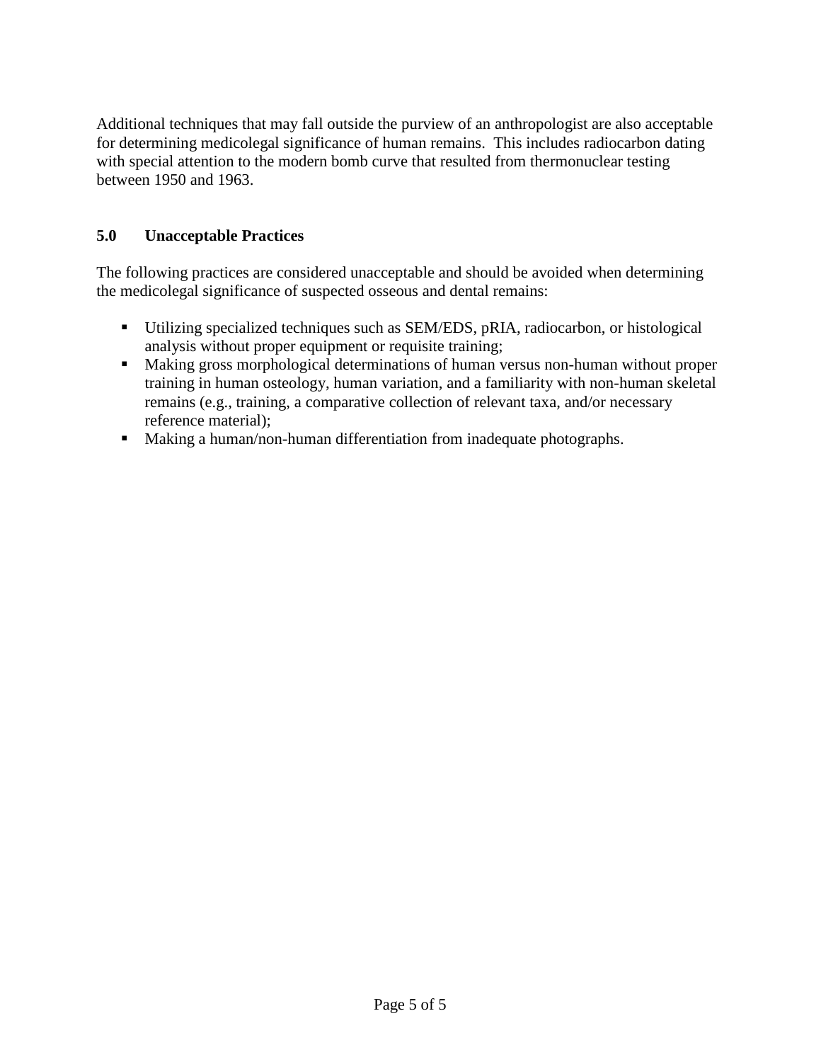Additional techniques that may fall outside the purview of an anthropologist are also acceptable for determining medicolegal significance of human remains. This includes radiocarbon dating with special attention to the modern bomb curve that resulted from thermonuclear testing between 1950 and 1963.

## 5.0 Unacceptable Practices

The following practices are considered unacceptable and should be avoided when determining the medicolegal significance of suspected osseous and dental remains:

- Utilizing specialized techniques such as SEM/EDS, pRIA, radiocarbon, or histological analysis without proper equipment or requisite training;
- Making gross morphological determinations of human versus non-human without proper training in human osteology, human variation, and a familiarity with non-human skeletal remains (e.g., training, a comparative collection of relevant taxa, and/or necessary reference material);
- Making a human/non-human differentiation from inadequate photographs.